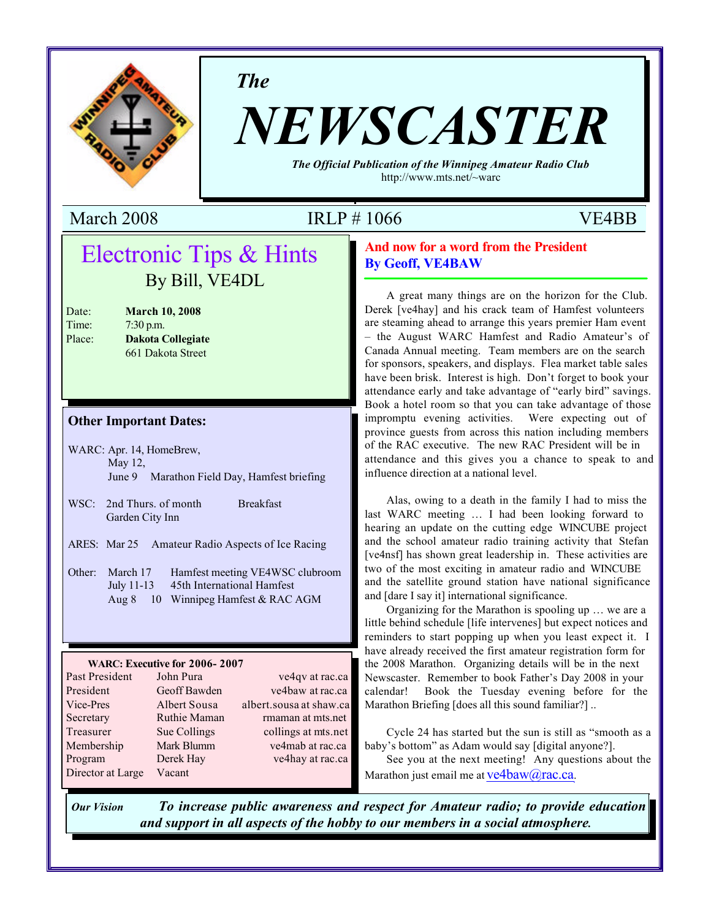# The NEWSCASTER

*The Official Publication of the Winnipeg Amateur Radio Club*
http://www.mts.net/~warc

March 2008 | IRLP # 1066 | VE4BB

## Electronic Tips & Hints

By Bill, VE4DL

Date: **March 10, 2008**
Time: 7:30 p.m.
Place: **Dakota Collegiate**
661 Dakota Street

### Other Important Dates:

WARC: Apr. 14, HomeBrew,
May 12,
June 9 Marathon Field Day, Hamfest briefing

WSC: 2nd Thurs. of month Breakfast
Garden City Inn

ARES: Mar 25 Amateur Radio Aspects of Ice Racing

Other: March 17 Hamfest meeting VE4WSC clubroom
July 11-13 45th International Hamfest
Aug 8 10 Winnipeg Hamfest & RAC AGM

**WARC: Executive for 2006- 2007**

| | | |
|---|---|---|
| Past President | John Pura | ve4qv at rac.ca |
| President | Geoff Bawden | ve4baw at rac.ca |
| Vice-Pres | Albert Sousa | albert.sousa at shaw.ca |
| Secretary | Ruthie Maman | rmaman at mts.net |
| Treasurer | Sue Collings | collings at mts.net |
| Membership | Mark Blumm | ve4mab at rac.ca |
| Program | Derek Hay | ve4hay at rac.ca |
| Director at Large | Vacant | |

## And now for a word from the President
**By Geoff, VE4BAW**

A great many things are on the horizon for the Club. Derek [ve4hay] and his crack team of Hamfest volunteers are steaming ahead to arrange this years premier Ham event – the August WARC Hamfest and Radio Amateur's of Canada Annual meeting. Team members are on the search for sponsors, speakers, and displays. Flea market table sales have been brisk. Interest is high. Don't forget to book your attendance early and take advantage of "early bird" savings. Book a hotel room so that you can take advantage of those impromptu evening activities. Were expecting out of province guests from across this nation including members of the RAC executive. The new RAC President will be in attendance and this gives you a chance to speak to and influence direction at a national level.

Alas, owing to a death in the family I had to miss the last WARC meeting … I had been looking forward to hearing an update on the cutting edge WINCUBE project and the school amateur radio training activity that Stefan [ve4nsf] has shown great leadership in. These activities are two of the most exciting in amateur radio and WINCUBE and the satellite ground station have national significance and [dare I say it] international significance.

Organizing for the Marathon is spooling up … we are a little behind schedule [life intervenes] but expect notices and reminders to start popping up when you least expect it. I have already received the first amateur registration form for the 2008 Marathon. Organizing details will be in the next Newscaster. Remember to book Father's Day 2008 in your calendar! Book the Tuesday evening before for the Marathon Briefing [does all this sound familiar?] ..

Cycle 24 has started but the sun is still as "smooth as a baby's bottom" as Adam would say [digital anyone?].

See you at the next meeting! Any questions about the Marathon just email me at ve4baw@rac.ca.

***Our Vision*** ***To increase public awareness and respect for Amateur radio; to provide education and support in all aspects of the hobby to our members in a social atmosphere.***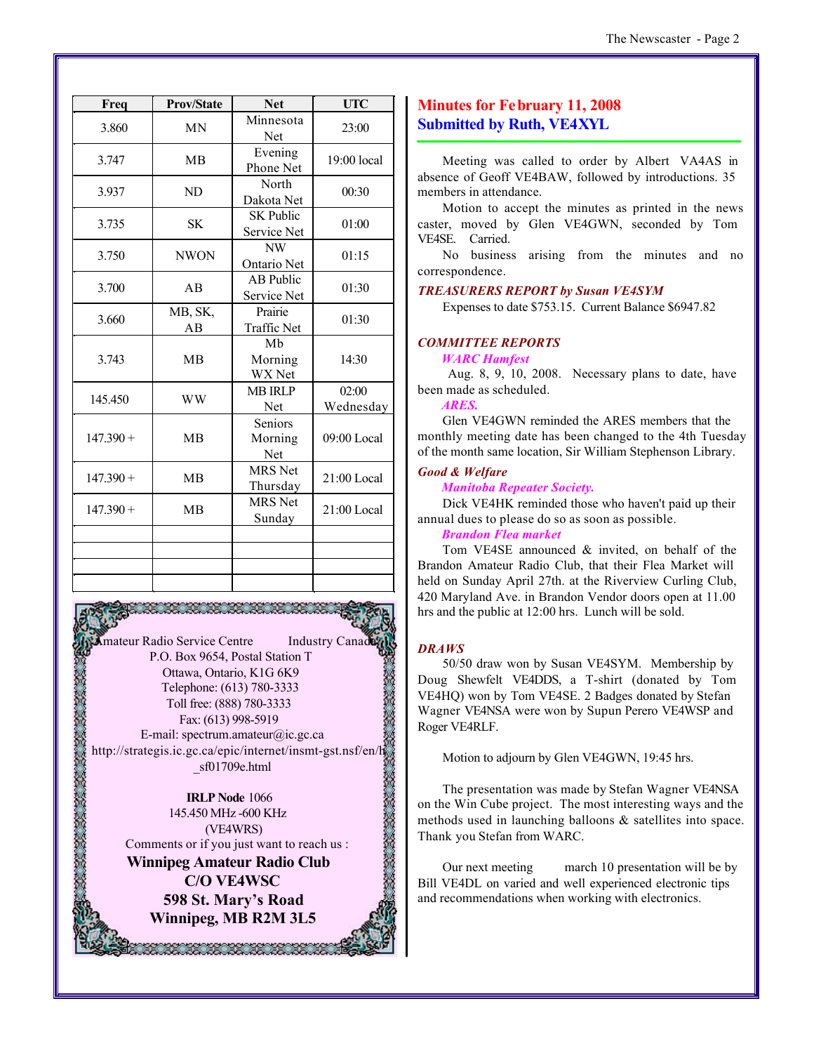| Freq | Prov/State | Net | UTC |
|---|---|---|---|
| 3.860 | MN | Minnesota Net | 23:00 |
| 3.747 | MB | Evening Phone Net | 19:00 local |
| 3.937 | ND | North Dakota Net | 00:30 |
| 3.735 | SK | SK Public Service Net | 01:00 |
| 3.750 | NWON | NW Ontario Net | 01:15 |
| 3.700 | AB | AB Public Service Net | 01:30 |
| 3.660 | MB, SK, AB | Prairie Traffic Net | 01:30 |
| 3.743 | MB | Mb Morning WX Net | 14:30 |
| 145.450 | WW | MB IRLP Net | 02:00 Wednesday |
| 147.390 + | MB | Seniors Morning Net | 09:00 Local |
| 147.390 + | MB | MRS Net Thursday | 21:00 Local |
| 147.390 + | MB | MRS Net Sunday | 21:00 Local |
| | | | |
| | | | |
| | | | |
| | | | |

Amateur Radio Service Centre Industry Canada
P.O. Box 9654, Postal Station T
Ottawa, Ontario, K1G 6K9
Telephone: (613) 780-3333
Toll free: (888) 780-3333
Fax: (613) 998-5919
E-mail: spectrum.amateur@ic.gc.ca
http://strategis.ic.gc.ca/epic/internet/insmt-gst.nsf/en/h_sf01709e.html

**IRLP Node** 1066
145.450 MHz -600 KHz
(VE4WRS)
Comments or if you just want to reach us :

**Winnipeg Amateur Radio Club**
**C/O VE4WSC**
**598 St. Mary's Road**
**Winnipeg, MB R2M 3L5**

## Minutes for February 11, 2008
## Submitted by Ruth, VE4XYL

Meeting was called to order by Albert VA4AS in absence of Geoff VE4BAW, followed by introductions. 35 members in attendance.

Motion to accept the minutes as printed in the news caster, moved by Glen VE4GWN, seconded by Tom VE4SE. Carried.

No business arising from the minutes and no correspondence.

***TREASURERS REPORT by Susan VE4SYM***

Expenses to date $753.15. Current Balance $6947.82

***COMMITTEE REPORTS***

***WARC Hamfest***

Aug. 8, 9, 10, 2008. Necessary plans to date, have been made as scheduled.

***ARES.***

Glen VE4GWN reminded the ARES members that the monthly meeting date has been changed to the 4th Tuesday of the month same location, Sir William Stephenson Library.

***Good & Welfare***

***Manitoba Repeater Society.***

Dick VE4HK reminded those who haven't paid up their annual dues to please do so as soon as possible.

***Brandon Flea market***

Tom VE4SE announced & invited, on behalf of the Brandon Amateur Radio Club, that their Flea Market will held on Sunday April 27th. at the Riverview Curling Club, 420 Maryland Ave. in Brandon Vendor doors open at 11.00 hrs and the public at 12:00 hrs. Lunch will be sold.

***DRAWS***

50/50 draw won by Susan VE4SYM. Membership by Doug Shewfelt VE4DDS, a T-shirt (donated by Tom VE4HQ) won by Tom VE4SE. 2 Badges donated by Stefan Wagner VE4NSA were won by Supun Perero VE4WSP and Roger VE4RLF.

Motion to adjourn by Glen VE4GWN, 19:45 hrs.

The presentation was made by Stefan Wagner VE4NSA on the Win Cube project. The most interesting ways and the methods used in launching balloons & satellites into space. Thank you Stefan from WARC.

Our next meeting march 10 presentation will be by Bill VE4DL on varied and well experienced electronic tips and recommendations when working with electronics.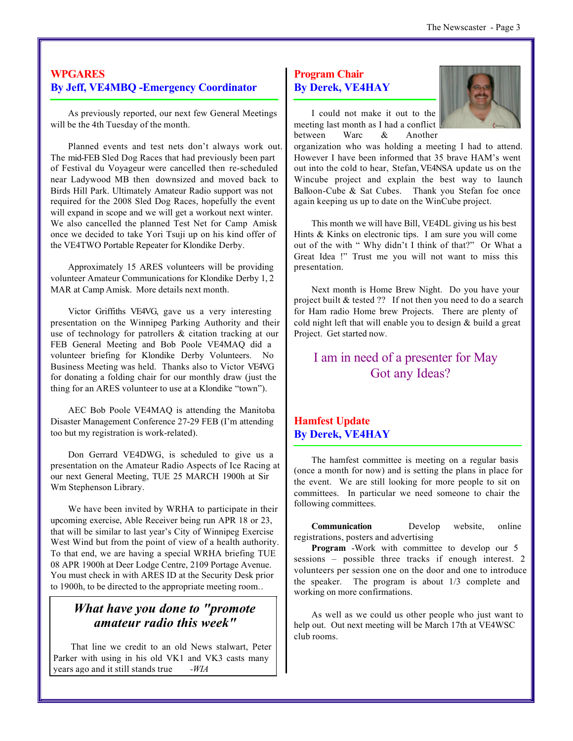## WPGARES
### By Jeff, VE4MBQ -Emergency Coordinator

As previously reported, our next few General Meetings will be the 4th Tuesday of the month.

Planned events and test nets don't always work out. The mid-FEB Sled Dog Races that had previously been part of Festival du Voyageur were cancelled then re-scheduled near Ladywood MB then downsized and moved back to Birds Hill Park. Ultimately Amateur Radio support was not required for the 2008 Sled Dog Races, hopefully the event will expand in scope and we will get a workout next winter. We also cancelled the planned Test Net for Camp Amisk once we decided to take Yori Tsuji up on his kind offer of the VE4TWO Portable Repeater for Klondike Derby.

Approximately 15 ARES volunteers will be providing volunteer Amateur Communications for Klondike Derby 1, 2 MAR at Camp Amisk. More details next month.

Victor Griffiths VE4VG, gave us a very interesting presentation on the Winnipeg Parking Authority and their use of technology for patrollers & citation tracking at our FEB General Meeting and Bob Poole VE4MAQ did a volunteer briefing for Klondike Derby Volunteers. No Business Meeting was held. Thanks also to Victor VE4VG for donating a folding chair for our monthly draw (just the thing for an ARES volunteer to use at a Klondike "town").

AEC Bob Poole VE4MAQ is attending the Manitoba Disaster Management Conference 27-29 FEB (I'm attending too but my registration is work-related).

Don Gerrard VE4DWG, is scheduled to give us a presentation on the Amateur Radio Aspects of Ice Racing at our next General Meeting, TUE 25 MARCH 1900h at Sir Wm Stephenson Library.

We have been invited by WRHA to participate in their upcoming exercise, Able Receiver being run APR 18 or 23, that will be similar to last year's City of Winnipeg Exercise West Wind but from the point of view of a health authority. To that end, we are having a special WRHA briefing TUE 08 APR 1900h at Deer Lodge Centre, 2109 Portage Avenue. You must check in with ARES ID at the Security Desk prior to 1900h, to be directed to the appropriate meeting room..

***What have you done to "promote amateur radio this week"***

That line we credit to an old News stalwart, Peter Parker with using in his old VK1 and VK3 casts many years ago and it still stands true *-WIA*

## Program Chair
### By Derek, VE4HAY

I could not make it out to the meeting last month as I had a conflict between Warc & Another organization who was holding a meeting I had to attend. However I have been informed that 35 brave HAM's went out into the cold to hear, Stefan, VE4NSA update us on the Wincube project and explain the best way to launch Balloon-Cube & Sat Cubes. Thank you Stefan foe once again keeping us up to date on the WinCube project.

This month we will have Bill, VE4DL giving us his best Hints & Kinks on electronic tips. I am sure you will come out of the with " Why didn't I think of that?" Or What a Great Idea !" Trust me you will not want to miss this presentation.

Next month is Home Brew Night. Do you have your project built & tested ?? If not then you need to do a search for Ham radio Home brew Projects. There are plenty of cold night left that will enable you to design & build a great Project. Get started now.

I am in need of a presenter for May
Got any Ideas?

## Hamfest Update
### By Derek, VE4HAY

The hamfest committee is meeting on a regular basis (once a month for now) and is setting the plans in place for the event. We are still looking for more people to sit on committees. In particular we need someone to chair the following committees.

**Communication** Develop website, online registrations, posters and advertising

**Program** -Work with committee to develop our 5 sessions – possible three tracks if enough interest. 2 volunteers per session one on the door and one to introduce the speaker. The program is about 1/3 complete and working on more confirmations.

As well as we could us other people who just want to help out. Out next meeting will be March 17th at VE4WSC club rooms.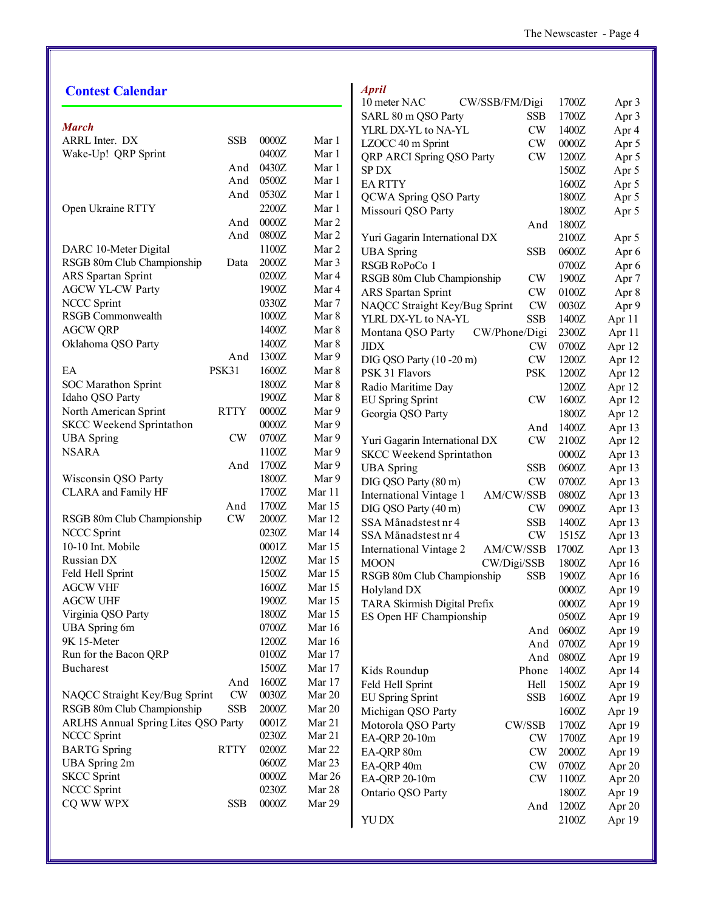## Contest Calendar

*March*

| Contest | Mode | Time | Date |
|---|---|---|---|
| ARRL Inter. DX | SSB | 0000Z | Mar 1 |
| Wake-Up! QRP Sprint | | 0400Z | Mar 1 |
| | And | 0430Z | Mar 1 |
| | And | 0500Z | Mar 1 |
| | And | 0530Z | Mar 1 |
| Open Ukraine RTTY | | 2200Z | Mar 1 |
| | And | 0000Z | Mar 2 |
| | And | 0800Z | Mar 2 |
| DARC 10-Meter Digital | | 1100Z | Mar 2 |
| RSGB 80m Club Championship | Data | 2000Z | Mar 3 |
| ARS Spartan Sprint | | 0200Z | Mar 4 |
| AGCW YL-CW Party | | 1900Z | Mar 4 |
| NCCC Sprint | | 0330Z | Mar 7 |
| RSGB Commonwealth | | 1000Z | Mar 8 |
| AGCW QRP | | 1400Z | Mar 8 |
| Oklahoma QSO Party | | 1400Z | Mar 8 |
| | And | 1300Z | Mar 9 |
| EA | PSK31 | 1600Z | Mar 8 |
| SOC Marathon Sprint | | 1800Z | Mar 8 |
| Idaho QSO Party | | 1900Z | Mar 8 |
| North American Sprint | RTTY | 0000Z | Mar 9 |
| SKCC Weekend Sprintathon | | 0000Z | Mar 9 |
| UBA Spring | CW | 0700Z | Mar 9 |
| NSARA | | 1100Z | Mar 9 |
| | And | 1700Z | Mar 9 |
| Wisconsin QSO Party | | 1800Z | Mar 9 |
| CLARA and Family HF | | 1700Z | Mar 11 |
| | And | 1700Z | Mar 15 |
| RSGB 80m Club Championship | CW | 2000Z | Mar 12 |
| NCCC Sprint | | 0230Z | Mar 14 |
| 10-10 Int. Mobile | | 0001Z | Mar 15 |
| Russian DX | | 1200Z | Mar 15 |
| Feld Hell Sprint | | 1500Z | Mar 15 |
| AGCW VHF | | 1600Z | Mar 15 |
| AGCW UHF | | 1900Z | Mar 15 |
| Virginia QSO Party | | 1800Z | Mar 15 |
| UBA Spring 6m | | 0700Z | Mar 16 |
| 9K 15-Meter | | 1200Z | Mar 16 |
| Run for the Bacon QRP | | 0100Z | Mar 17 |
| Bucharest | | 1500Z | Mar 17 |
| | And | 1600Z | Mar 17 |
| NAQCC Straight Key/Bug Sprint | CW | 0030Z | Mar 20 |
| RSGB 80m Club Championship | SSB | 2000Z | Mar 20 |
| ARLHS Annual Spring Lites QSO Party | | 0001Z | Mar 21 |
| NCCC Sprint | | 0230Z | Mar 21 |
| BARTG Spring | RTTY | 0200Z | Mar 22 |
| UBA Spring 2m | | 0600Z | Mar 23 |
| SKCC Sprint | | 0000Z | Mar 26 |
| NCCC Sprint | | 0230Z | Mar 28 |
| CQ WW WPX | SSB | 0000Z | Mar 29 |

*April*

| Contest | Mode | Time | Date |
|---|---|---|---|
| 10 meter NAC | CW/SSB/FM/Digi | 1700Z | Apr 3 |
| SARL 80 m QSO Party | SSB | 1700Z | Apr 3 |
| YLRL DX-YL to NA-YL | CW | 1400Z | Apr 4 |
| LZOCC 40 m Sprint | CW | 0000Z | Apr 5 |
| QRP ARCI Spring QSO Party | CW | 1200Z | Apr 5 |
| SP DX | | 1500Z | Apr 5 |
| EA RTTY | | 1600Z | Apr 5 |
| QCWA Spring QSO Party | | 1800Z | Apr 5 |
| Missouri QSO Party | | 1800Z | Apr 5 |
| | And | 1800Z | |
| Yuri Gagarin International DX | | 2100Z | Apr 5 |
| UBA Spring | SSB | 0600Z | Apr 6 |
| RSGB RoPoCo 1 | | 0700Z | Apr 6 |
| RSGB 80m Club Championship | CW | 1900Z | Apr 7 |
| ARS Spartan Sprint | CW | 0100Z | Apr 8 |
| NAQCC Straight Key/Bug Sprint | CW | 0030Z | Apr 9 |
| YLRL DX-YL to NA-YL | SSB | 1400Z | Apr 11 |
| Montana QSO Party | CW/Phone/Digi | 2300Z | Apr 11 |
| JIDX | CW | 0700Z | Apr 12 |
| DIG QSO Party (10 -20 m) | CW | 1200Z | Apr 12 |
| PSK 31 Flavors | PSK | 1200Z | Apr 12 |
| Radio Maritime Day | | 1200Z | Apr 12 |
| EU Spring Sprint | CW | 1600Z | Apr 12 |
| Georgia QSO Party | | 1800Z | Apr 12 |
| | And | 1400Z | Apr 13 |
| Yuri Gagarin International DX | CW | 2100Z | Apr 12 |
| SKCC Weekend Sprintathon | | 0000Z | Apr 13 |
| UBA Spring | SSB | 0600Z | Apr 13 |
| DIG QSO Party (80 m) | CW | 0700Z | Apr 13 |
| International Vintage 1 | AM/CW/SSB | 0800Z | Apr 13 |
| DIG QSO Party (40 m) | CW | 0900Z | Apr 13 |
| SSA Månadstest nr 4 | SSB | 1400Z | Apr 13 |
| SSA Månadstest nr 4 | CW | 1515Z | Apr 13 |
| International Vintage 2 | AM/CW/SSB | 1700Z | Apr 13 |
| MOON | CW/Digi/SSB | 1800Z | Apr 16 |
| RSGB 80m Club Championship | SSB | 1900Z | Apr 16 |
| Holyland DX | | 0000Z | Apr 19 |
| TARA Skirmish Digital Prefix | | 0000Z | Apr 19 |
| ES Open HF Championship | | 0500Z | Apr 19 |
| | And | 0600Z | Apr 19 |
| | And | 0700Z | Apr 19 |
| | And | 0800Z | Apr 19 |
| Kids Roundup | Phone | 1400Z | Apr 14 |
| Feld Hell Sprint | Hell | 1500Z | Apr 19 |
| EU Spring Sprint | SSB | 1600Z | Apr 19 |
| Michigan QSO Party | | 1600Z | Apr 19 |
| Motorola QSO Party | CW/SSB | 1700Z | Apr 19 |
| EA-QRP 20-10m | CW | 1700Z | Apr 19 |
| EA-QRP 80m | CW | 2000Z | Apr 19 |
| EA-QRP 40m | CW | 0700Z | Apr 20 |
| EA-QRP 20-10m | CW | 1100Z | Apr 20 |
| Ontario QSO Party | | 1800Z | Apr 19 |
| | And | 1200Z | Apr 20 |
| YU DX | | 2100Z | Apr 19 |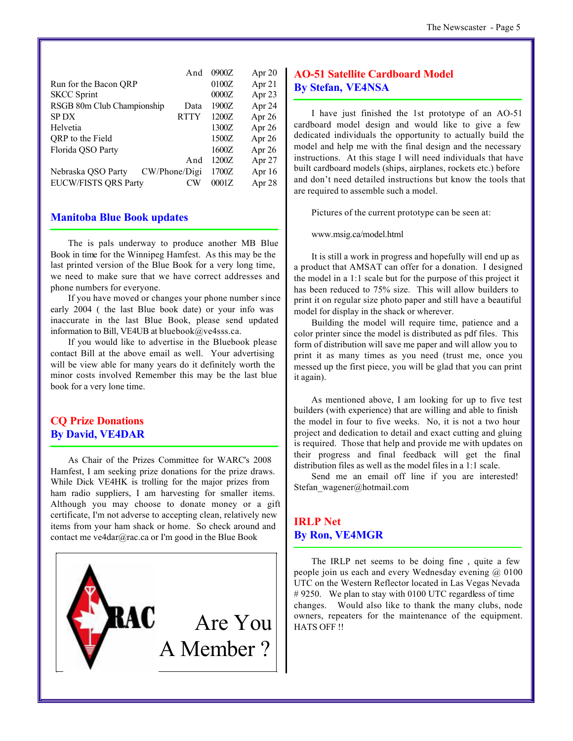| | | | |
|---|---|---|---|
| | And | 0900Z | Apr 20 |
| Run for the Bacon QRP | | 0100Z | Apr 21 |
| SKCC Sprint | | 0000Z | Apr 23 |
| RSGB 80m Club Championship | Data | 1900Z | Apr 24 |
| SP DX | RTTY | 1200Z | Apr 26 |
| Helvetia | | 1300Z | Apr 26 |
| QRP to the Field | | 1500Z | Apr 26 |
| Florida QSO Party | | 1600Z | Apr 26 |
| | And | 1200Z | Apr 27 |
| Nebraska QSO Party | CW/Phone/Digi | 1700Z | Apr 16 |
| EUCW/FISTS QRS Party | CW | 0001Z | Apr 28 |

## Manitoba Blue Book updates

The is pals underway to produce another MB Blue Book in time for the Winnipeg Hamfest. As this may be the last printed version of the Blue Book for a very long time, we need to make sure that we have correct addresses and phone numbers for everyone.

If you have moved or changes your phone number since early 2004 ( the last Blue book date) or your info was inaccurate in the last Blue Book, please send updated information to Bill, VE4UB at bluebook@ve4sss.ca.

If you would like to advertise in the Bluebook please contact Bill at the above email as well. Your advertising will be view able for many years do it definitely worth the minor costs involved Remember this may be the last blue book for a very lone time.

## CQ Prize Donations
## By David, VE4DAR

As Chair of the Prizes Committee for WARC's 2008 Hamfest, I am seeking prize donations for the prize draws. While Dick VE4HK is trolling for the major prizes from ham radio suppliers, I am harvesting for smaller items. Although you may choose to donate money or a gift certificate, I'm not adverse to accepting clean, relatively new items from your ham shack or home. So check around and contact me ve4dar@rac.ca or I'm good in the Blue Book

RAC

Are You A Member ?

## AO-51 Satellite Cardboard Model
## By Stefan, VE4NSA

I have just finished the 1st prototype of an AO-51 cardboard model design and would like to give a few dedicated individuals the opportunity to actually build the model and help me with the final design and the necessary instructions. At this stage I will need individuals that have built cardboard models (ships, airplanes, rockets etc.) before and don't need detailed instructions but know the tools that are required to assemble such a model.

Pictures of the current prototype can be seen at:

www.msig.ca/model.html

It is still a work in progress and hopefully will end up as a product that AMSAT can offer for a donation. I designed the model in a 1:1 scale but for the purpose of this project it has been reduced to 75% size. This will allow builders to print it on regular size photo paper and still have a beautiful model for display in the shack or wherever.

Building the model will require time, patience and a color printer since the model is distributed as pdf files. This form of distribution will save me paper and will allow you to print it as many times as you need (trust me, once you messed up the first piece, you will be glad that you can print it again).

As mentioned above, I am looking for up to five test builders (with experience) that are willing and able to finish the model in four to five weeks. No, it is not a two hour project and dedication to detail and exact cutting and gluing is required. Those that help and provide me with updates on their progress and final feedback will get the final distribution files as well as the model files in a 1:1 scale.

Send me an email off line if you are interested! Stefan_wagener@hotmail.com

## IRLP Net
## By Ron, VE4MGR

The IRLP net seems to be doing fine , quite a few people join us each and every Wednesday evening @ 0100 UTC on the Western Reflector located in Las Vegas Nevada # 9250. We plan to stay with 0100 UTC regardless of time changes. Would also like to thank the many clubs, node owners, repeaters for the maintenance of the equipment. HATS OFF !!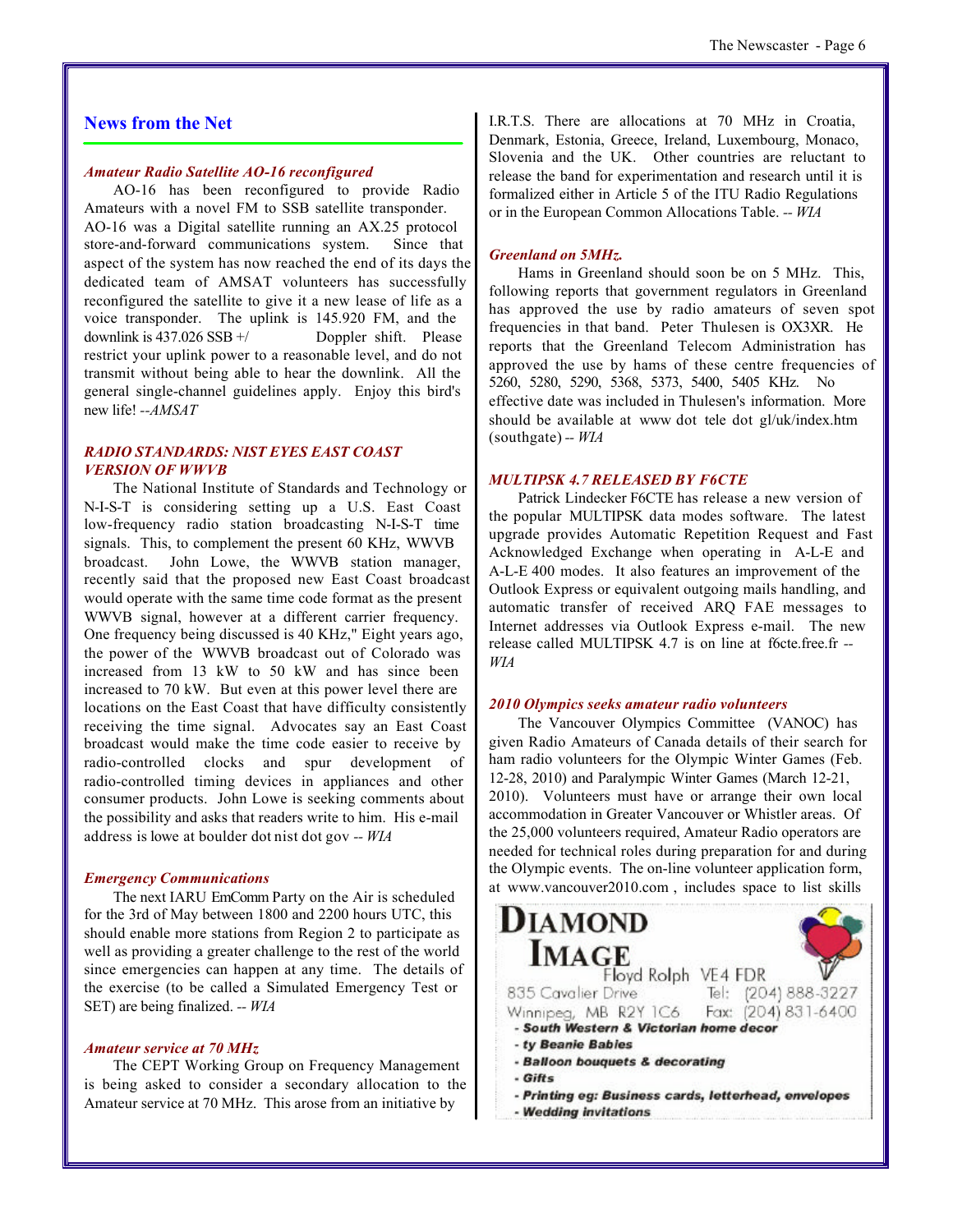## News from the Net

### *Amateur Radio Satellite AO-16 reconfigured*

AO-16 has been reconfigured to provide Radio Amateurs with a novel FM to SSB satellite transponder. AO-16 was a Digital satellite running an AX.25 protocol store-and-forward communications system. Since that aspect of the system has now reached the end of its days the dedicated team of AMSAT volunteers has successfully reconfigured the satellite to give it a new lease of life as a voice transponder. The uplink is 145.920 FM, and the downlink is 437.026 SSB +/ Doppler shift. Please restrict your uplink power to a reasonable level, and do not transmit without being able to hear the downlink. All the general single-channel guidelines apply. Enjoy this bird's new life! --*AMSAT*

### *RADIO STANDARDS: NIST EYES EAST COAST VERSION OF WWVB*

The National Institute of Standards and Technology or N-I-S-T is considering setting up a U.S. East Coast low-frequency radio station broadcasting N-I-S-T time signals. This, to complement the present 60 KHz, WWVB broadcast. John Lowe, the WWVB station manager, recently said that the proposed new East Coast broadcast would operate with the same time code format as the present WWVB signal, however at a different carrier frequency. One frequency being discussed is 40 KHz," Eight years ago, the power of the WWVB broadcast out of Colorado was increased from 13 kW to 50 kW and has since been increased to 70 kW. But even at this power level there are locations on the East Coast that have difficulty consistently receiving the time signal. Advocates say an East Coast broadcast would make the time code easier to receive by radio-controlled clocks and spur development of radio-controlled timing devices in appliances and other consumer products. John Lowe is seeking comments about the possibility and asks that readers write to him. His e-mail address is lowe at boulder dot nist dot gov -- *WIA*

### *Emergency Communications*

The next IARU EmComm Party on the Air is scheduled for the 3rd of May between 1800 and 2200 hours UTC, this should enable more stations from Region 2 to participate as well as providing a greater challenge to the rest of the world since emergencies can happen at any time. The details of the exercise (to be called a Simulated Emergency Test or SET) are being finalized. -- *WIA*

### *Amateur service at 70 MHz*

The CEPT Working Group on Frequency Management is being asked to consider a secondary allocation to the Amateur service at 70 MHz. This arose from an initiative by I.R.T.S. There are allocations at 70 MHz in Croatia, Denmark, Estonia, Greece, Ireland, Luxembourg, Monaco, Slovenia and the UK. Other countries are reluctant to release the band for experimentation and research until it is formalized either in Article 5 of the ITU Radio Regulations or in the European Common Allocations Table. -- *WIA*

### *Greenland on 5MHz.*

Hams in Greenland should soon be on 5 MHz. This, following reports that government regulators in Greenland has approved the use by radio amateurs of seven spot frequencies in that band. Peter Thulesen is OX3XR. He reports that the Greenland Telecom Administration has approved the use by hams of these centre frequencies of 5260, 5280, 5290, 5368, 5373, 5400, 5405 KHz. No effective date was included in Thulesen's information. More should be available at www dot tele dot gl/uk/index.htm (southgate) -- *WIA*

### *MULTIPSK 4.7 RELEASED BY F6CTE*

Patrick Lindecker F6CTE has release a new version of the popular MULTIPSK data modes software. The latest upgrade provides Automatic Repetition Request and Fast Acknowledged Exchange when operating in A-L-E and A-L-E 400 modes. It also features an improvement of the Outlook Express or equivalent outgoing mails handling, and automatic transfer of received ARQ FAE messages to Internet addresses via Outlook Express e-mail. The new release called MULTIPSK 4.7 is on line at f6cte.free.fr -- *WIA*

### *2010 Olympics seeks amateur radio volunteers*

The Vancouver Olympics Committee (VANOC) has given Radio Amateurs of Canada details of their search for ham radio volunteers for the Olympic Winter Games (Feb. 12-28, 2010) and Paralympic Winter Games (March 12-21, 2010). Volunteers must have or arrange their own local accommodation in Greater Vancouver or Whistler areas. Of the 25,000 volunteers required, Amateur Radio operators are needed for technical roles during preparation for and during the Olympic events. The on-line volunteer application form, at www.vancouver2010.com , includes space to list skills

---

**DIAMOND IMAGE**
Floyd Rolph VE4 FDR
835 Cavalier Drive Tel: (204) 888-3227
Winnipeg, MB R2Y 1C6 Fax: (204) 831-6400

- **South Western & Victorian home decor**
- **ty Beanie Babies**
- **Balloon bouquets & decorating**
- **Gifts**
- **Printing eg: Business cards, letterhead, envelopes**
- **Wedding invitations**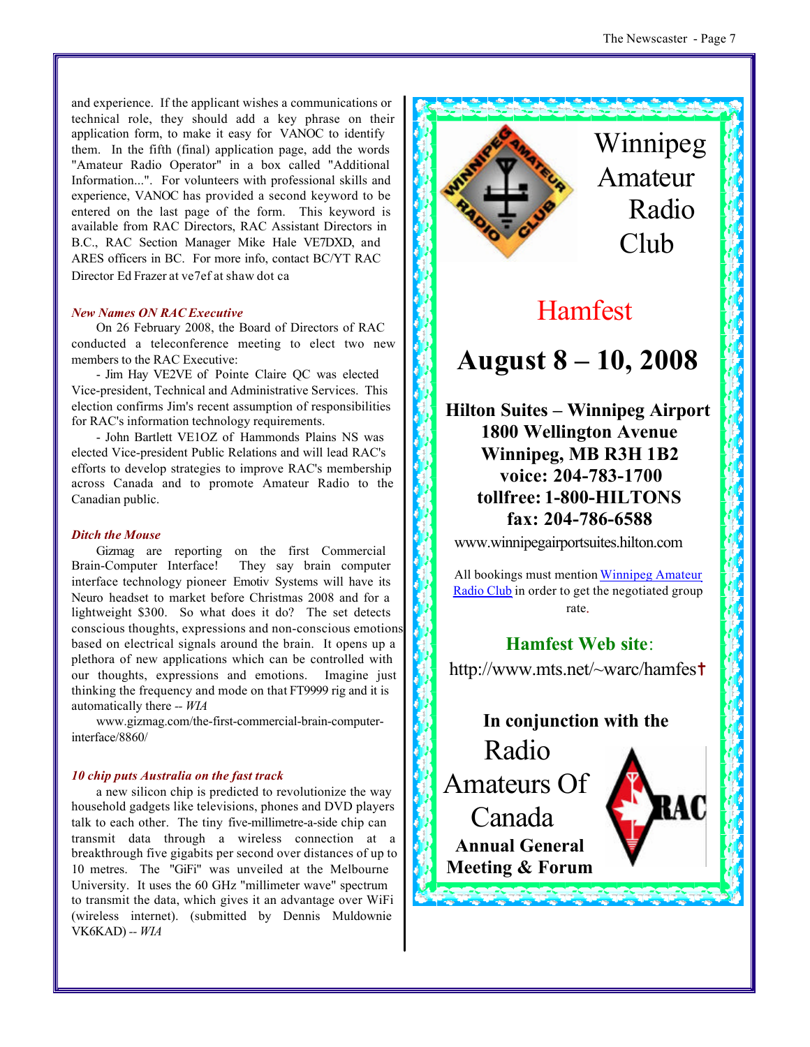and experience. If the applicant wishes a communications or technical role, they should add a key phrase on their application form, to make it easy for VANOC to identify them. In the fifth (final) application page, add the words "Amateur Radio Operator" in a box called "Additional Information...". For volunteers with professional skills and experience, VANOC has provided a second keyword to be entered on the last page of the form. This keyword is available from RAC Directors, RAC Assistant Directors in B.C., RAC Section Manager Mike Hale VE7DXD, and ARES officers in BC. For more info, contact BC/YT RAC Director Ed Frazer at ve7ef at shaw dot ca

### *New Names ON RAC Executive*

On 26 February 2008, the Board of Directors of RAC conducted a teleconference meeting to elect two new members to the RAC Executive:

- Jim Hay VE2VE of Pointe Claire QC was elected Vice-president, Technical and Administrative Services. This election confirms Jim's recent assumption of responsibilities for RAC's information technology requirements.

- John Bartlett VE1OZ of Hammonds Plains NS was elected Vice-president Public Relations and will lead RAC's efforts to develop strategies to improve RAC's membership across Canada and to promote Amateur Radio to the Canadian public.

### *Ditch the Mouse*

Gizmag are reporting on the first Commercial Brain-Computer Interface! They say brain computer interface technology pioneer Emotiv Systems will have its Neuro headset to market before Christmas 2008 and for a lightweight $300. So what does it do? The set detects conscious thoughts, expressions and non-conscious emotions based on electrical signals around the brain. It opens up a plethora of new applications which can be controlled with our thoughts, expressions and emotions. Imagine just thinking the frequency and mode on that FT9999 rig and it is automatically there -- *WIA*

www.gizmag.com/the-first-commercial-brain-computer-interface/8860/

### *10 chip puts Australia on the fast track*

a new silicon chip is predicted to revolutionize the way household gadgets like televisions, phones and DVD players talk to each other. The tiny five-millimetre-a-side chip can transmit data through a wireless connection at a breakthrough five gigabits per second over distances of up to 10 metres. The "GiFi" was unveiled at the Melbourne University. It uses the 60 GHz "millimeter wave" spectrum to transmit the data, which gives it an advantage over WiFi (wireless internet). (submitted by Dennis Muldownie VK6KAD) -- *WIA*

---

# Winnipeg Amateur Radio Club

## Hamfest

# August 8 – 10, 2008

**Hilton Suites – Winnipeg Airport**
**1800 Wellington Avenue**
**Winnipeg, MB R3H 1B2**
**voice: 204-783-1700**
**tollfree: 1-800-HILTONS**
**fax: 204-786-6588**

www.winnipegairportsuites.hilton.com

All bookings must mention Winnipeg Amateur Radio Club in order to get the negotiated group rate.

**Hamfest Web site:**

http://www.mts.net/~warc/hamfest

**In conjunction with the**

Radio Amateurs Of Canada

**Annual General Meeting & Forum**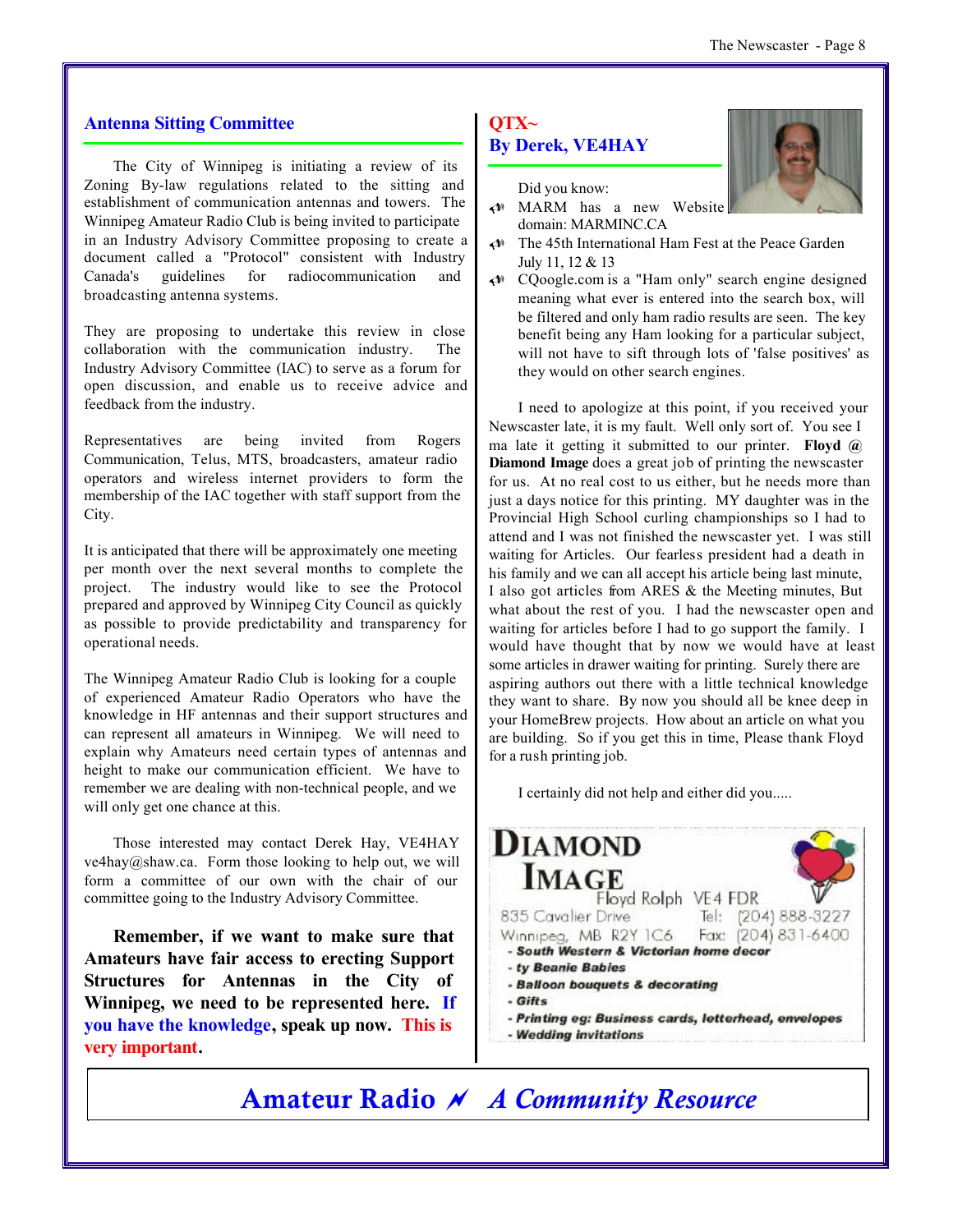## Antenna Sitting Committee

The City of Winnipeg is initiating a review of its Zoning By-law regulations related to the sitting and establishment of communication antennas and towers. The Winnipeg Amateur Radio Club is being invited to participate in an Industry Advisory Committee proposing to create a document called a "Protocol" consistent with Industry Canada's guidelines for radiocommunication and broadcasting antenna systems.

They are proposing to undertake this review in close collaboration with the communication industry. The Industry Advisory Committee (IAC) to serve as a forum for open discussion, and enable us to receive advice and feedback from the industry.

Representatives are being invited from Rogers Communication, Telus, MTS, broadcasters, amateur radio operators and wireless internet providers to form the membership of the IAC together with staff support from the City.

It is anticipated that there will be approximately one meeting per month over the next several months to complete the project. The industry would like to see the Protocol prepared and approved by Winnipeg City Council as quickly as possible to provide predictability and transparency for operational needs.

The Winnipeg Amateur Radio Club is looking for a couple of experienced Amateur Radio Operators who have the knowledge in HF antennas and their support structures and can represent all amateurs in Winnipeg. We will need to explain why Amateurs need certain types of antennas and height to make our communication efficient. We have to remember we are dealing with non-technical people, and we will only get one chance at this.

Those interested may contact Derek Hay, VE4HAY ve4hay@shaw.ca. Form those looking to help out, we will form a committee of our own with the chair of our committee going to the Industry Advisory Committee.

**Remember, if we want to make sure that Amateurs have fair access to erecting Support Structures for Antennas in the City of Winnipeg, we need to be represented here. If you have the knowledge, speak up now. This is very important.**

## QTX~
## By Derek, VE4HAY

Did you know:

- MARM has a new Website domain: MARMINC.CA
- The 45th International Ham Fest at the Peace Garden July 11, 12 & 13
- CQoogle.com is a "Ham only" search engine designed meaning what ever is entered into the search box, will be filtered and only ham radio results are seen. The key benefit being any Ham looking for a particular subject, will not have to sift through lots of 'false positives' as they would on other search engines.

I need to apologize at this point, if you received your Newscaster late, it is my fault. Well only sort of. You see I ma late it getting it submitted to our printer. **Floyd @ Diamond Image** does a great job of printing the newscaster for us. At no real cost to us either, but he needs more than just a days notice for this printing. MY daughter was in the Provincial High School curling championships so I had to attend and I was not finished the newscaster yet. I was still waiting for Articles. Our fearless president had a death in his family and we can all accept his article being last minute, I also got articles from ARES & the Meeting minutes, But what about the rest of you. I had the newscaster open and waiting for articles before I had to go support the family. I would have thought that by now we would have at least some articles in drawer waiting for printing. Surely there are aspiring authors out there with a little technical knowledge they want to share. By now you should all be knee deep in your HomeBrew projects. How about an article on what you are building. So if you get this in time, Please thank Floyd for a rush printing job.

I certainly did not help and either did you.....

**DIAMOND IMAGE**
Floyd Rolph VE4 FDR
835 Cavalier Drive Tel: (204) 888-3227
Winnipeg, MB R2Y 1C6 Fax: (204) 831-6400

- *South Western & Victorian home decor*
- *ty Beanie Babies*
- *Balloon bouquets & decorating*
- *Gifts*
- *Printing eg: Business cards, letterhead, envelopes*
- *Wedding invitations*

**Amateur Radio ~ *A Community Resource***